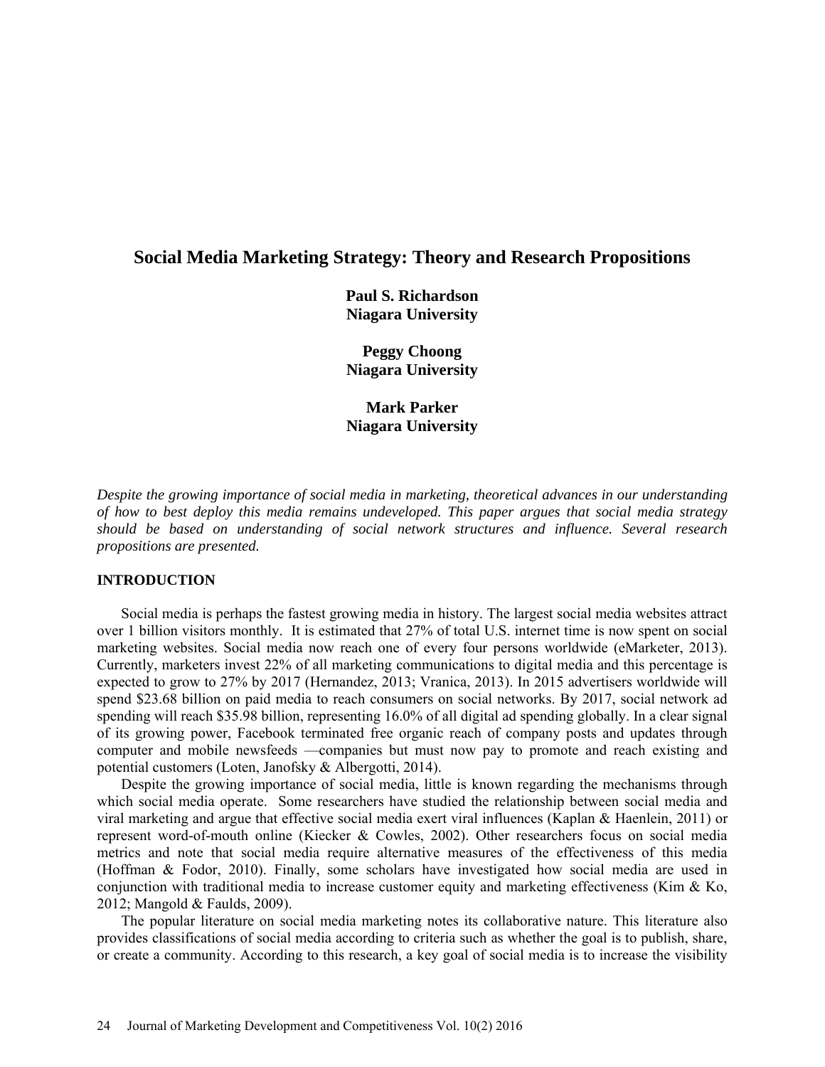# Social Media Marketing Strategy: Theory and Research Propositions

**Paul S. Richardson**
**Niagara University**

**Peggy Choong**
**Niagara University**

**Mark Parker**
**Niagara University**

*Despite the growing importance of social media in marketing, theoretical advances in our understanding of how to best deploy this media remains undeveloped. This paper argues that social media strategy should be based on understanding of social network structures and influence. Several research propositions are presented.*

## INTRODUCTION

Social media is perhaps the fastest growing media in history. The largest social media websites attract over 1 billion visitors monthly. It is estimated that 27% of total U.S. internet time is now spent on social marketing websites. Social media now reach one of every four persons worldwide (eMarketer, 2013). Currently, marketers invest 22% of all marketing communications to digital media and this percentage is expected to grow to 27% by 2017 (Hernandez, 2013; Vranica, 2013). In 2015 advertisers worldwide will spend $23.68 billion on paid media to reach consumers on social networks. By 2017, social network ad spending will reach $35.98 billion, representing 16.0% of all digital ad spending globally. In a clear signal of its growing power, Facebook terminated free organic reach of company posts and updates through computer and mobile newsfeeds —companies but must now pay to promote and reach existing and potential customers (Loten, Janofsky & Albergotti, 2014).

Despite the growing importance of social media, little is known regarding the mechanisms through which social media operate. Some researchers have studied the relationship between social media and viral marketing and argue that effective social media exert viral influences (Kaplan & Haenlein, 2011) or represent word-of-mouth online (Kiecker & Cowles, 2002). Other researchers focus on social media metrics and note that social media require alternative measures of the effectiveness of this media (Hoffman & Fodor, 2010). Finally, some scholars have investigated how social media are used in conjunction with traditional media to increase customer equity and marketing effectiveness (Kim & Ko, 2012; Mangold & Faulds, 2009).

The popular literature on social media marketing notes its collaborative nature. This literature also provides classifications of social media according to criteria such as whether the goal is to publish, share, or create a community. According to this research, a key goal of social media is to increase the visibility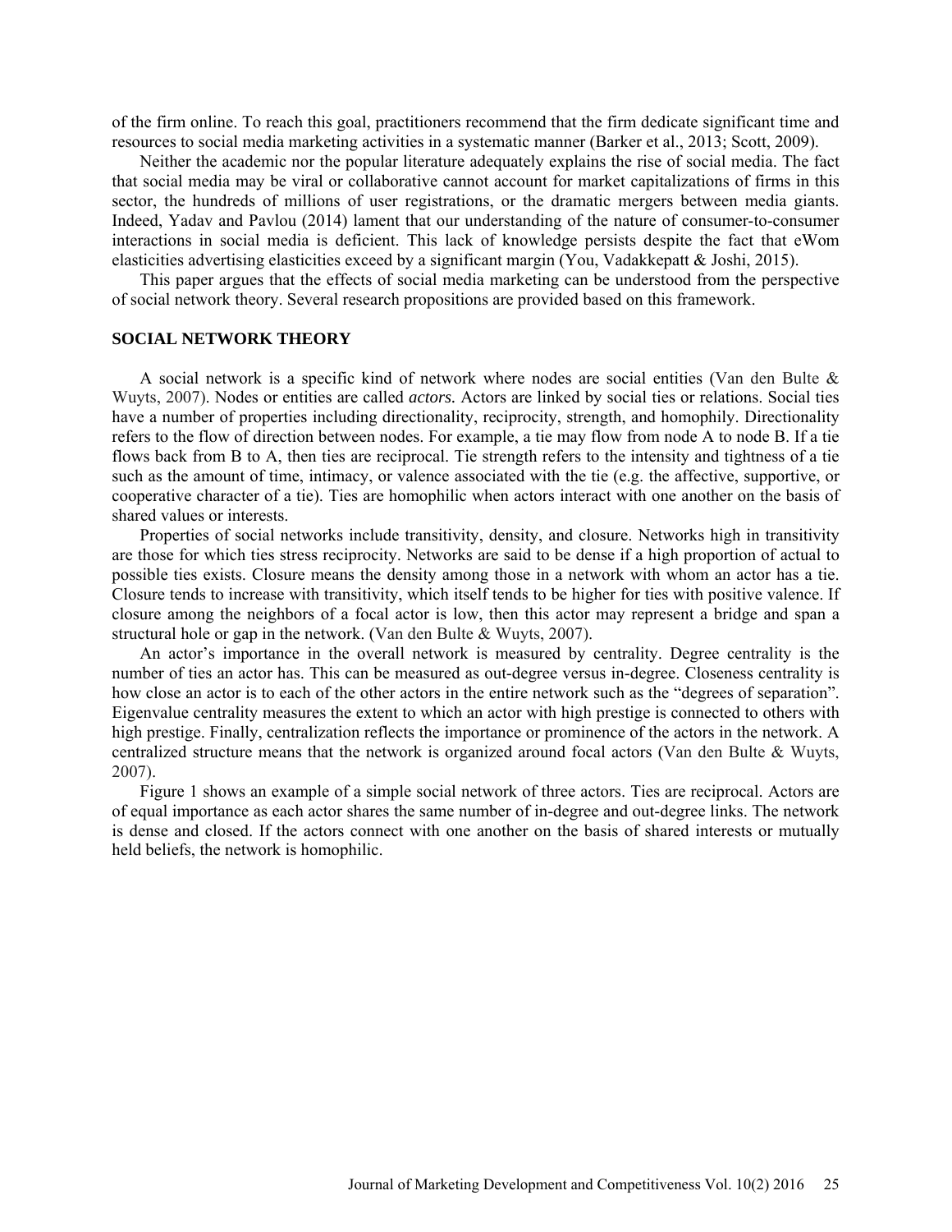of the firm online. To reach this goal, practitioners recommend that the firm dedicate significant time and resources to social media marketing activities in a systematic manner (Barker et al., 2013; Scott, 2009).

Neither the academic nor the popular literature adequately explains the rise of social media. The fact that social media may be viral or collaborative cannot account for market capitalizations of firms in this sector, the hundreds of millions of user registrations, or the dramatic mergers between media giants. Indeed, Yadav and Pavlou (2014) lament that our understanding of the nature of consumer-to-consumer interactions in social media is deficient. This lack of knowledge persists despite the fact that eWom elasticities advertising elasticities exceed by a significant margin (You, Vadakkepatt & Joshi, 2015).

This paper argues that the effects of social media marketing can be understood from the perspective of social network theory. Several research propositions are provided based on this framework.

## SOCIAL NETWORK THEORY

A social network is a specific kind of network where nodes are social entities (Van den Bulte & Wuyts, 2007). Nodes or entities are called *actors.* Actors are linked by social ties or relations. Social ties have a number of properties including directionality, reciprocity, strength, and homophily. Directionality refers to the flow of direction between nodes. For example, a tie may flow from node A to node B. If a tie flows back from B to A, then ties are reciprocal. Tie strength refers to the intensity and tightness of a tie such as the amount of time, intimacy, or valence associated with the tie (e.g. the affective, supportive, or cooperative character of a tie). Ties are homophilic when actors interact with one another on the basis of shared values or interests.

Properties of social networks include transitivity, density, and closure. Networks high in transitivity are those for which ties stress reciprocity. Networks are said to be dense if a high proportion of actual to possible ties exists. Closure means the density among those in a network with whom an actor has a tie. Closure tends to increase with transitivity, which itself tends to be higher for ties with positive valence. If closure among the neighbors of a focal actor is low, then this actor may represent a bridge and span a structural hole or gap in the network. (Van den Bulte & Wuyts, 2007).

An actor's importance in the overall network is measured by centrality. Degree centrality is the number of ties an actor has. This can be measured as out-degree versus in-degree. Closeness centrality is how close an actor is to each of the other actors in the entire network such as the "degrees of separation". Eigenvalue centrality measures the extent to which an actor with high prestige is connected to others with high prestige. Finally, centralization reflects the importance or prominence of the actors in the network. A centralized structure means that the network is organized around focal actors (Van den Bulte & Wuyts, 2007).

Figure 1 shows an example of a simple social network of three actors. Ties are reciprocal. Actors are of equal importance as each actor shares the same number of in-degree and out-degree links. The network is dense and closed. If the actors connect with one another on the basis of shared interests or mutually held beliefs, the network is homophilic.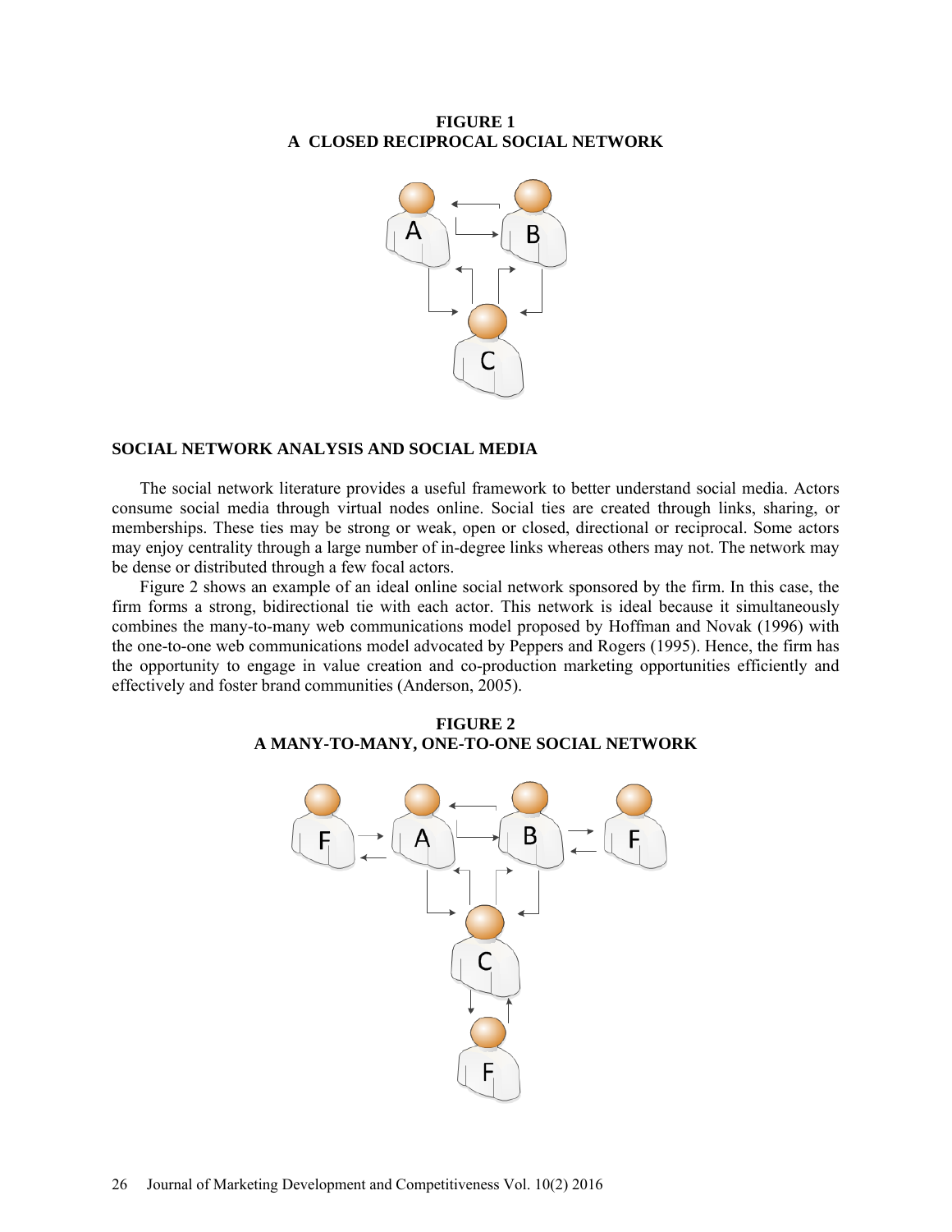**FIGURE 1**
**A CLOSED RECIPROCAL SOCIAL NETWORK**

## SOCIAL NETWORK ANALYSIS AND SOCIAL MEDIA

The social network literature provides a useful framework to better understand social media. Actors consume social media through virtual nodes online. Social ties are created through links, sharing, or memberships. These ties may be strong or weak, open or closed, directional or reciprocal. Some actors may enjoy centrality through a large number of in-degree links whereas others may not. The network may be dense or distributed through a few focal actors.

Figure 2 shows an example of an ideal online social network sponsored by the firm. In this case, the firm forms a strong, bidirectional tie with each actor. This network is ideal because it simultaneously combines the many-to-many web communications model proposed by Hoffman and Novak (1996) with the one-to-one web communications model advocated by Peppers and Rogers (1995). Hence, the firm has the opportunity to engage in value creation and co-production marketing opportunities efficiently and effectively and foster brand communities (Anderson, 2005).

**FIGURE 2**
**A MANY-TO-MANY, ONE-TO-ONE SOCIAL NETWORK**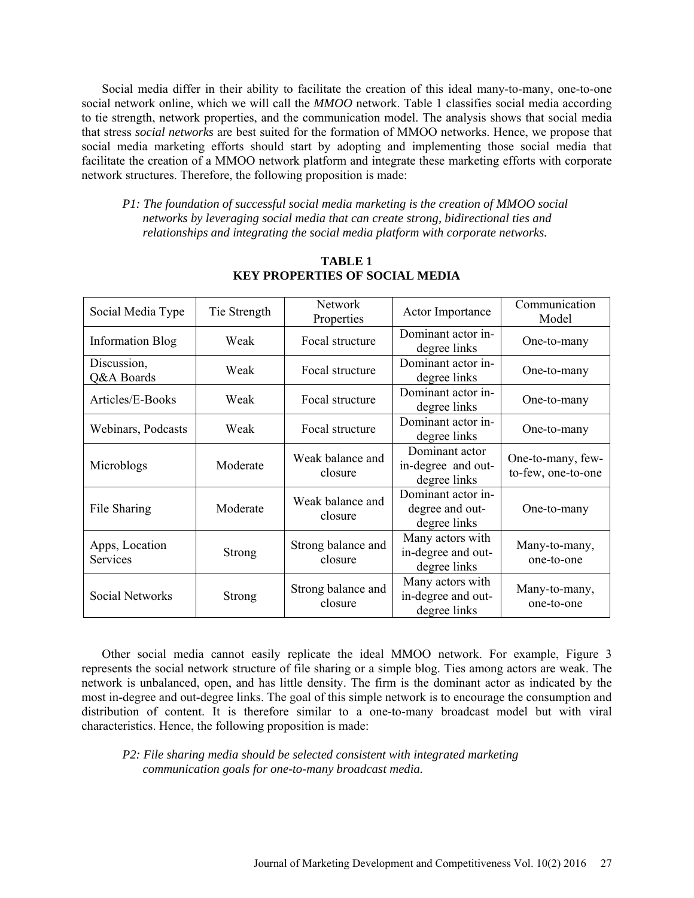Social media differ in their ability to facilitate the creation of this ideal many-to-many, one-to-one social network online, which we will call the *MMOO* network. Table 1 classifies social media according to tie strength, network properties, and the communication model. The analysis shows that social media that stress *social networks* are best suited for the formation of MMOO networks. Hence, we propose that social media marketing efforts should start by adopting and implementing those social media that facilitate the creation of a MMOO network platform and integrate these marketing efforts with corporate network structures. Therefore, the following proposition is made:

*P1: The foundation of successful social media marketing is the creation of MMOO social networks by leveraging social media that can create strong, bidirectional ties and relationships and integrating the social media platform with corporate networks.*

**TABLE 1**
**KEY PROPERTIES OF SOCIAL MEDIA**

| Social Media Type | Tie Strength | Network Properties | Actor Importance | Communication Model |
|---|---|---|---|---|
| Information Blog | Weak | Focal structure | Dominant actor in-degree links | One-to-many |
| Discussion, Q&A Boards | Weak | Focal structure | Dominant actor in-degree links | One-to-many |
| Articles/E-Books | Weak | Focal structure | Dominant actor in-degree links | One-to-many |
| Webinars, Podcasts | Weak | Focal structure | Dominant actor in-degree links | One-to-many |
| Microblogs | Moderate | Weak balance and closure | Dominant actor in-degree and out-degree links | One-to-many, few-to-few, one-to-one |
| File Sharing | Moderate | Weak balance and closure | Dominant actor in-degree and out-degree links | One-to-many |
| Apps, Location Services | Strong | Strong balance and closure | Many actors with in-degree and out-degree links | Many-to-many, one-to-one |
| Social Networks | Strong | Strong balance and closure | Many actors with in-degree and out-degree links | Many-to-many, one-to-one |

Other social media cannot easily replicate the ideal MMOO network. For example, Figure 3 represents the social network structure of file sharing or a simple blog. Ties among actors are weak. The network is unbalanced, open, and has little density. The firm is the dominant actor as indicated by the most in-degree and out-degree links. The goal of this simple network is to encourage the consumption and distribution of content. It is therefore similar to a one-to-many broadcast model but with viral characteristics. Hence, the following proposition is made:

*P2: File sharing media should be selected consistent with integrated marketing communication goals for one-to-many broadcast media.*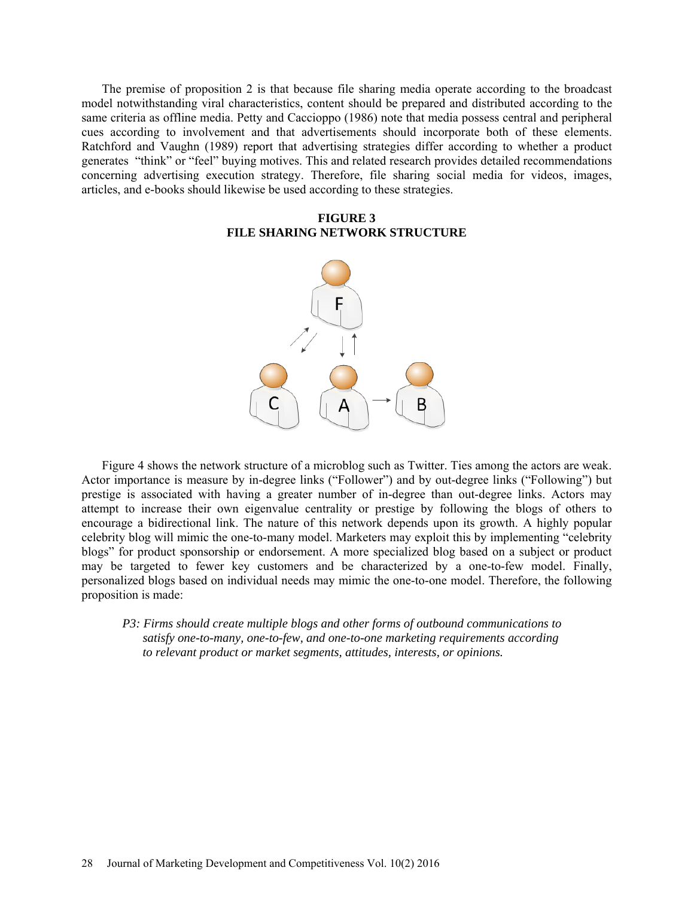The premise of proposition 2 is that because file sharing media operate according to the broadcast model notwithstanding viral characteristics, content should be prepared and distributed according to the same criteria as offline media. Petty and Caccioppo (1986) note that media possess central and peripheral cues according to involvement and that advertisements should incorporate both of these elements. Ratchford and Vaughn (1989) report that advertising strategies differ according to whether a product generates "think" or "feel" buying motives. This and related research provides detailed recommendations concerning advertising execution strategy. Therefore, file sharing social media for videos, images, articles, and e-books should likewise be used according to these strategies.

**FIGURE 3**
**FILE SHARING NETWORK STRUCTURE**

Figure 4 shows the network structure of a microblog such as Twitter. Ties among the actors are weak. Actor importance is measure by in-degree links ("Follower") and by out-degree links ("Following") but prestige is associated with having a greater number of in-degree than out-degree links. Actors may attempt to increase their own eigenvalue centrality or prestige by following the blogs of others to encourage a bidirectional link. The nature of this network depends upon its growth. A highly popular celebrity blog will mimic the one-to-many model. Marketers may exploit this by implementing "celebrity blogs" for product sponsorship or endorsement. A more specialized blog based on a subject or product may be targeted to fewer key customers and be characterized by a one-to-few model. Finally, personalized blogs based on individual needs may mimic the one-to-one model. Therefore, the following proposition is made:

*P3: Firms should create multiple blogs and other forms of outbound communications to satisfy one-to-many, one-to-few, and one-to-one marketing requirements according to relevant product or market segments, attitudes, interests, or opinions.*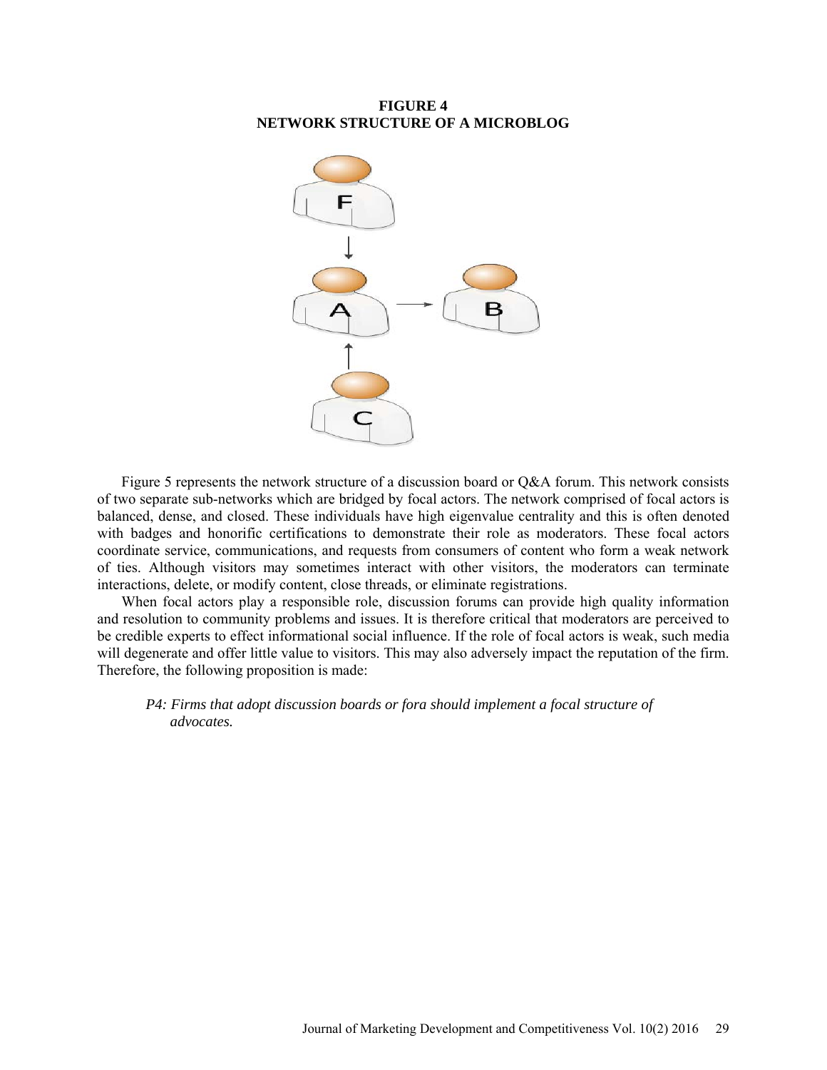**FIGURE 4**
**NETWORK STRUCTURE OF A MICROBLOG**

Figure 5 represents the network structure of a discussion board or Q&A forum. This network consists of two separate sub-networks which are bridged by focal actors. The network comprised of focal actors is balanced, dense, and closed. These individuals have high eigenvalue centrality and this is often denoted with badges and honorific certifications to demonstrate their role as moderators. These focal actors coordinate service, communications, and requests from consumers of content who form a weak network of ties. Although visitors may sometimes interact with other visitors, the moderators can terminate interactions, delete, or modify content, close threads, or eliminate registrations.

When focal actors play a responsible role, discussion forums can provide high quality information and resolution to community problems and issues. It is therefore critical that moderators are perceived to be credible experts to effect informational social influence. If the role of focal actors is weak, such media will degenerate and offer little value to visitors. This may also adversely impact the reputation of the firm. Therefore, the following proposition is made:

*P4: Firms that adopt discussion boards or fora should implement a focal structure of advocates.*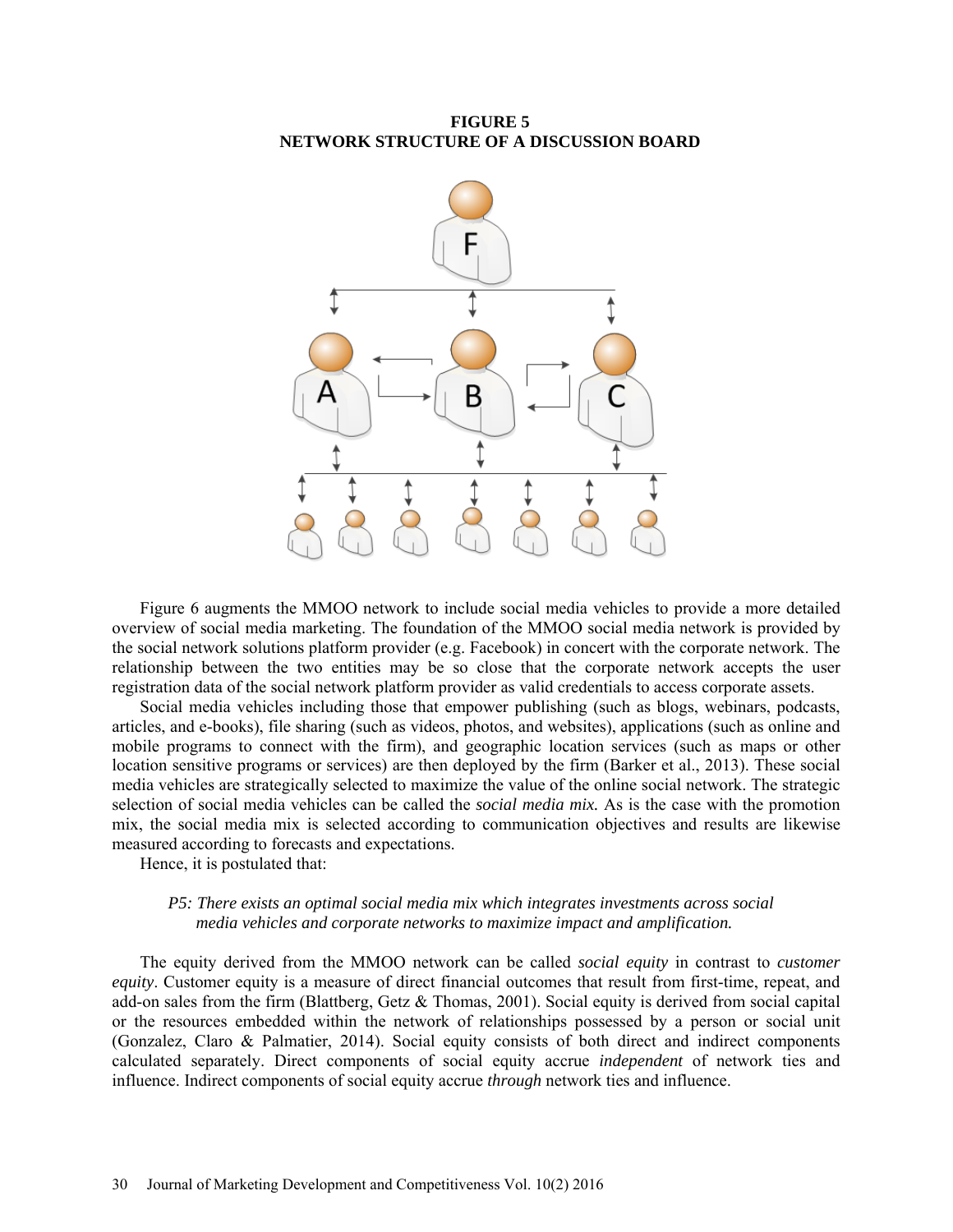**FIGURE 5**
**NETWORK STRUCTURE OF A DISCUSSION BOARD**

Figure 6 augments the MMOO network to include social media vehicles to provide a more detailed overview of social media marketing. The foundation of the MMOO social media network is provided by the social network solutions platform provider (e.g. Facebook) in concert with the corporate network. The relationship between the two entities may be so close that the corporate network accepts the user registration data of the social network platform provider as valid credentials to access corporate assets.

Social media vehicles including those that empower publishing (such as blogs, webinars, podcasts, articles, and e-books), file sharing (such as videos, photos, and websites), applications (such as online and mobile programs to connect with the firm), and geographic location services (such as maps or other location sensitive programs or services) are then deployed by the firm (Barker et al., 2013). These social media vehicles are strategically selected to maximize the value of the online social network. The strategic selection of social media vehicles can be called the *social media mix.* As is the case with the promotion mix, the social media mix is selected according to communication objectives and results are likewise measured according to forecasts and expectations.

Hence, it is postulated that:

> *P5: There exists an optimal social media mix which integrates investments across social media vehicles and corporate networks to maximize impact and amplification.*

The equity derived from the MMOO network can be called *social equity* in contrast to *customer equity*. Customer equity is a measure of direct financial outcomes that result from first-time, repeat, and add-on sales from the firm (Blattberg, Getz & Thomas, 2001). Social equity is derived from social capital or the resources embedded within the network of relationships possessed by a person or social unit (Gonzalez, Claro & Palmatier, 2014). Social equity consists of both direct and indirect components calculated separately. Direct components of social equity accrue *independent* of network ties and influence. Indirect components of social equity accrue *through* network ties and influence.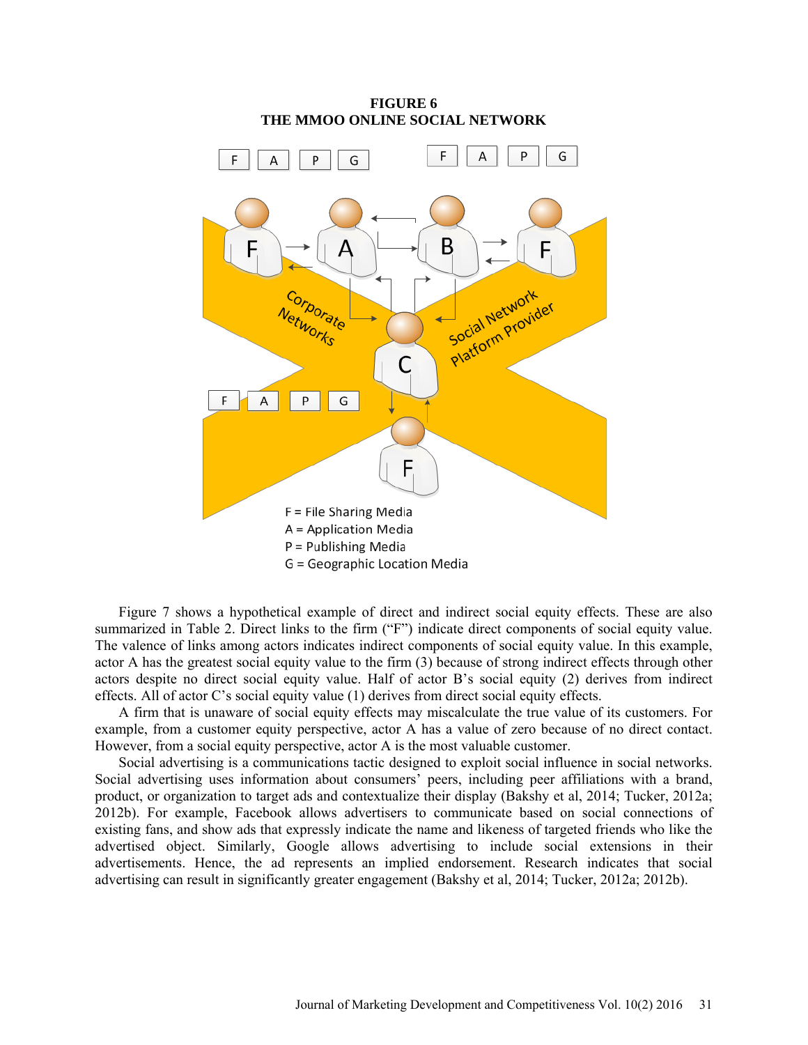**FIGURE 6**
**THE MMOO ONLINE SOCIAL NETWORK**

F = File Sharing Media
A = Application Media
P = Publishing Media
G = Geographic Location Media

Figure 7 shows a hypothetical example of direct and indirect social equity effects. These are also summarized in Table 2. Direct links to the firm ("F") indicate direct components of social equity value. The valence of links among actors indicates indirect components of social equity value. In this example, actor A has the greatest social equity value to the firm (3) because of strong indirect effects through other actors despite no direct social equity value. Half of actor B's social equity (2) derives from indirect effects. All of actor C's social equity value (1) derives from direct social equity effects.

A firm that is unaware of social equity effects may miscalculate the true value of its customers. For example, from a customer equity perspective, actor A has a value of zero because of no direct contact. However, from a social equity perspective, actor A is the most valuable customer.

Social advertising is a communications tactic designed to exploit social influence in social networks. Social advertising uses information about consumers' peers, including peer affiliations with a brand, product, or organization to target ads and contextualize their display (Bakshy et al, 2014; Tucker, 2012a; 2012b). For example, Facebook allows advertisers to communicate based on social connections of existing fans, and show ads that expressly indicate the name and likeness of targeted friends who like the advertised object. Similarly, Google allows advertising to include social extensions in their advertisements. Hence, the ad represents an implied endorsement. Research indicates that social advertising can result in significantly greater engagement (Bakshy et al, 2014; Tucker, 2012a; 2012b).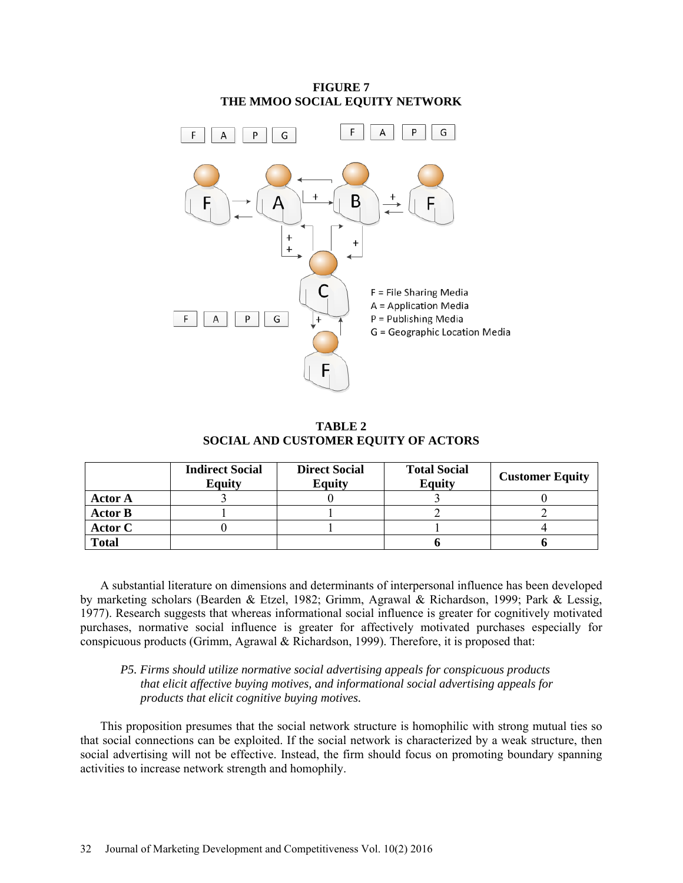**FIGURE 7**
**THE MMOO SOCIAL EQUITY NETWORK**

F = File Sharing Media
A = Application Media
P = Publishing Media
G = Geographic Location Media

**TABLE 2**
**SOCIAL AND CUSTOMER EQUITY OF ACTORS**

| | Indirect Social Equity | Direct Social Equity | Total Social Equity | Customer Equity |
|---|---|---|---|---|
| **Actor A** | 3 | 0 | 3 | 0 |
| **Actor B** | 1 | 1 | 2 | 2 |
| **Actor C** | 0 | 1 | 1 | 4 |
| **Total** | | | **6** | **6** |

A substantial literature on dimensions and determinants of interpersonal influence has been developed by marketing scholars (Bearden & Etzel, 1982; Grimm, Agrawal & Richardson, 1999; Park & Lessig, 1977). Research suggests that whereas informational social influence is greater for cognitively motivated purchases, normative social influence is greater for affectively motivated purchases especially for conspicuous products (Grimm, Agrawal & Richardson, 1999). Therefore, it is proposed that:

> *P5. Firms should utilize normative social advertising appeals for conspicuous products that elicit affective buying motives, and informational social advertising appeals for products that elicit cognitive buying motives.*

This proposition presumes that the social network structure is homophilic with strong mutual ties so that social connections can be exploited. If the social network is characterized by a weak structure, then social advertising will not be effective. Instead, the firm should focus on promoting boundary spanning activities to increase network strength and homophily.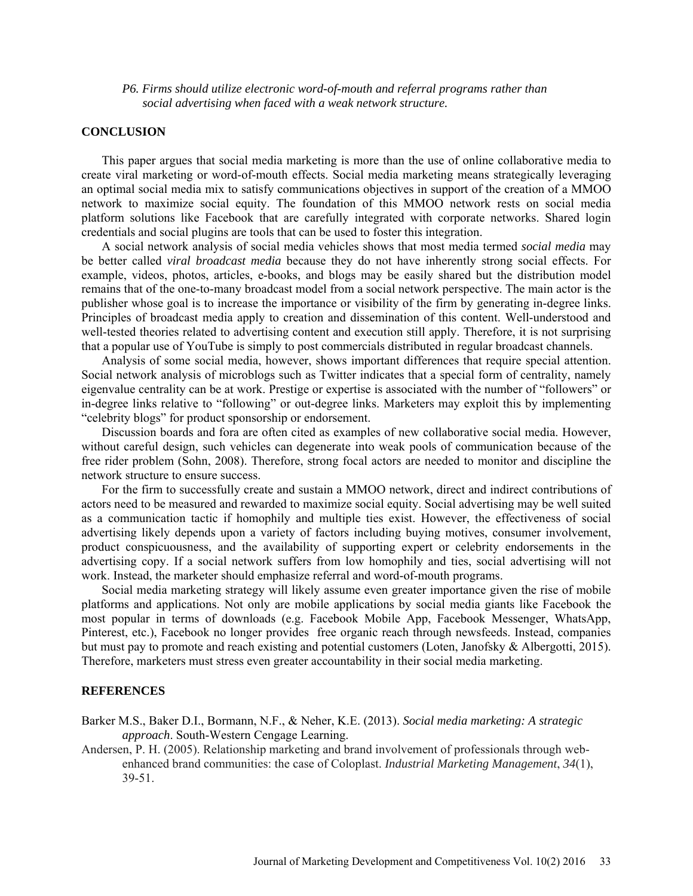*P6. Firms should utilize electronic word-of-mouth and referral programs rather than social advertising when faced with a weak network structure.*

## CONCLUSION

This paper argues that social media marketing is more than the use of online collaborative media to create viral marketing or word-of-mouth effects. Social media marketing means strategically leveraging an optimal social media mix to satisfy communications objectives in support of the creation of a MMOO network to maximize social equity. The foundation of this MMOO network rests on social media platform solutions like Facebook that are carefully integrated with corporate networks. Shared login credentials and social plugins are tools that can be used to foster this integration.

A social network analysis of social media vehicles shows that most media termed *social media* may be better called *viral broadcast media* because they do not have inherently strong social effects. For example, videos, photos, articles, e-books, and blogs may be easily shared but the distribution model remains that of the one-to-many broadcast model from a social network perspective. The main actor is the publisher whose goal is to increase the importance or visibility of the firm by generating in-degree links. Principles of broadcast media apply to creation and dissemination of this content. Well-understood and well-tested theories related to advertising content and execution still apply. Therefore, it is not surprising that a popular use of YouTube is simply to post commercials distributed in regular broadcast channels.

Analysis of some social media, however, shows important differences that require special attention. Social network analysis of microblogs such as Twitter indicates that a special form of centrality, namely eigenvalue centrality can be at work. Prestige or expertise is associated with the number of "followers" or in-degree links relative to "following" or out-degree links. Marketers may exploit this by implementing "celebrity blogs" for product sponsorship or endorsement.

Discussion boards and fora are often cited as examples of new collaborative social media. However, without careful design, such vehicles can degenerate into weak pools of communication because of the free rider problem (Sohn, 2008). Therefore, strong focal actors are needed to monitor and discipline the network structure to ensure success.

For the firm to successfully create and sustain a MMOO network, direct and indirect contributions of actors need to be measured and rewarded to maximize social equity. Social advertising may be well suited as a communication tactic if homophily and multiple ties exist. However, the effectiveness of social advertising likely depends upon a variety of factors including buying motives, consumer involvement, product conspicuousness, and the availability of supporting expert or celebrity endorsements in the advertising copy. If a social network suffers from low homophily and ties, social advertising will not work. Instead, the marketer should emphasize referral and word-of-mouth programs.

Social media marketing strategy will likely assume even greater importance given the rise of mobile platforms and applications. Not only are mobile applications by social media giants like Facebook the most popular in terms of downloads (e.g. Facebook Mobile App, Facebook Messenger, WhatsApp, Pinterest, etc.), Facebook no longer provides free organic reach through newsfeeds. Instead, companies but must pay to promote and reach existing and potential customers (Loten, Janofsky & Albergotti, 2015). Therefore, marketers must stress even greater accountability in their social media marketing.

## REFERENCES

Barker M.S., Baker D.I., Bormann, N.F., & Neher, K.E. (2013). *Social media marketing: A strategic approach*. South-Western Cengage Learning.

Andersen, P. H. (2005). Relationship marketing and brand involvement of professionals through web-enhanced brand communities: the case of Coloplast. *Industrial Marketing Management*, *34*(1), 39-51.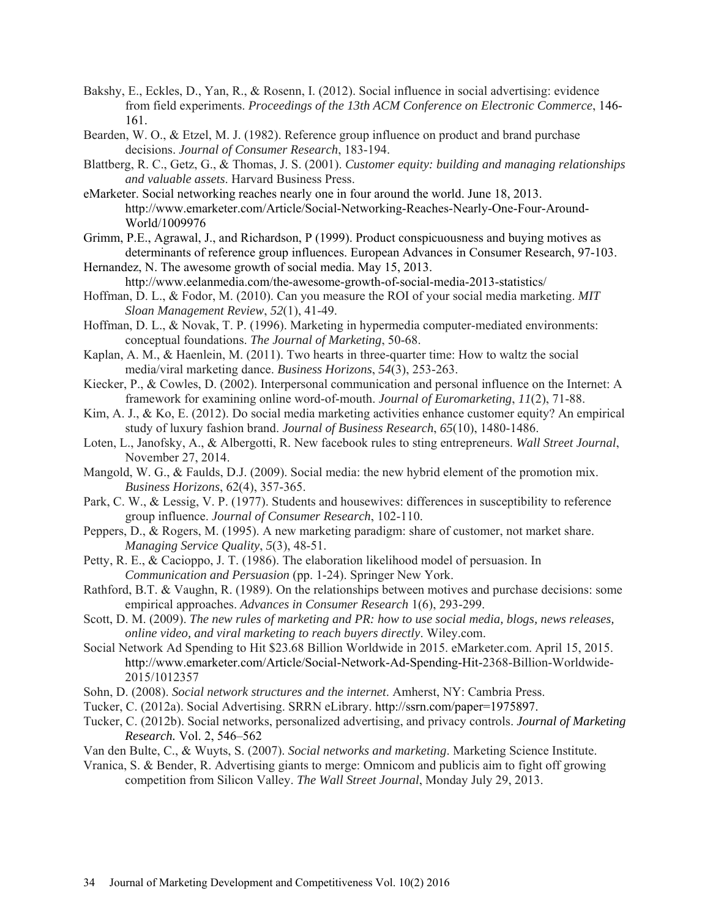Bakshy, E., Eckles, D., Yan, R., & Rosenn, I. (2012). Social influence in social advertising: evidence from field experiments. *Proceedings of the 13th ACM Conference on Electronic Commerce*, 146-161.

Bearden, W. O., & Etzel, M. J. (1982). Reference group influence on product and brand purchase decisions. *Journal of Consumer Research*, 183-194.

Blattberg, R. C., Getz, G., & Thomas, J. S. (2001). *Customer equity: building and managing relationships and valuable assets*. Harvard Business Press.

eMarketer. Social networking reaches nearly one in four around the world. June 18, 2013. http://www.emarketer.com/Article/Social-Networking-Reaches-Nearly-One-Four-Around-World/1009976

Grimm, P.E., Agrawal, J., and Richardson, P (1999). Product conspicuousness and buying motives as determinants of reference group influences. European Advances in Consumer Research, 97-103.

Hernandez, N. The awesome growth of social media. May 15, 2013. http://www.eelanmedia.com/the-awesome-growth-of-social-media-2013-statistics/

Hoffman, D. L., & Fodor, M. (2010). Can you measure the ROI of your social media marketing. *MIT Sloan Management Review*, *52*(1), 41-49.

Hoffman, D. L., & Novak, T. P. (1996). Marketing in hypermedia computer-mediated environments: conceptual foundations. *The Journal of Marketing*, 50-68.

Kaplan, A. M., & Haenlein, M. (2011). Two hearts in three-quarter time: How to waltz the social media/viral marketing dance. *Business Horizons*, *54*(3), 253-263.

Kiecker, P., & Cowles, D. (2002). Interpersonal communication and personal influence on the Internet: A framework for examining online word-of-mouth. *Journal of Euromarketing*, *11*(2), 71-88.

Kim, A. J., & Ko, E. (2012). Do social media marketing activities enhance customer equity? An empirical study of luxury fashion brand. *Journal of Business Research*, *65*(10), 1480-1486.

Loten, L., Janofsky, A., & Albergotti, R. New facebook rules to sting entrepreneurs. *Wall Street Journal*, November 27, 2014.

Mangold, W. G., & Faulds, D.J. (2009). Social media: the new hybrid element of the promotion mix. *Business Horizons*, 62(4), 357-365.

Park, C. W., & Lessig, V. P. (1977). Students and housewives: differences in susceptibility to reference group influence. *Journal of Consumer Research*, 102-110.

Peppers, D., & Rogers, M. (1995). A new marketing paradigm: share of customer, not market share. *Managing Service Quality*, *5*(3), 48-51.

Petty, R. E., & Cacioppo, J. T. (1986). The elaboration likelihood model of persuasion. In *Communication and Persuasion* (pp. 1-24). Springer New York.

Rathford, B.T. & Vaughn, R. (1989). On the relationships between motives and purchase decisions: some empirical approaches. *Advances in Consumer Research* 1(6), 293-299.

Scott, D. M. (2009). *The new rules of marketing and PR: how to use social media, blogs, news releases, online video, and viral marketing to reach buyers directly*. Wiley.com.

Social Network Ad Spending to Hit $23.68 Billion Worldwide in 2015. eMarketer.com. April 15, 2015. http://www.emarketer.com/Article/Social-Network-Ad-Spending-Hit-2368-Billion-Worldwide-2015/1012357

Sohn, D. (2008). *Social network structures and the internet*. Amherst, NY: Cambria Press.

Tucker, C. (2012a). Social Advertising. SRRN eLibrary. http://ssrn.com/paper=1975897.

Tucker, C. (2012b). Social networks, personalized advertising, and privacy controls. *Journal of Marketing Research.* Vol. 2, 546–562

Van den Bulte, C., & Wuyts, S. (2007). *Social networks and marketing*. Marketing Science Institute.

Vranica, S. & Bender, R. Advertising giants to merge: Omnicom and publicis aim to fight off growing competition from Silicon Valley. *The Wall Street Journal*, Monday July 29, 2013.